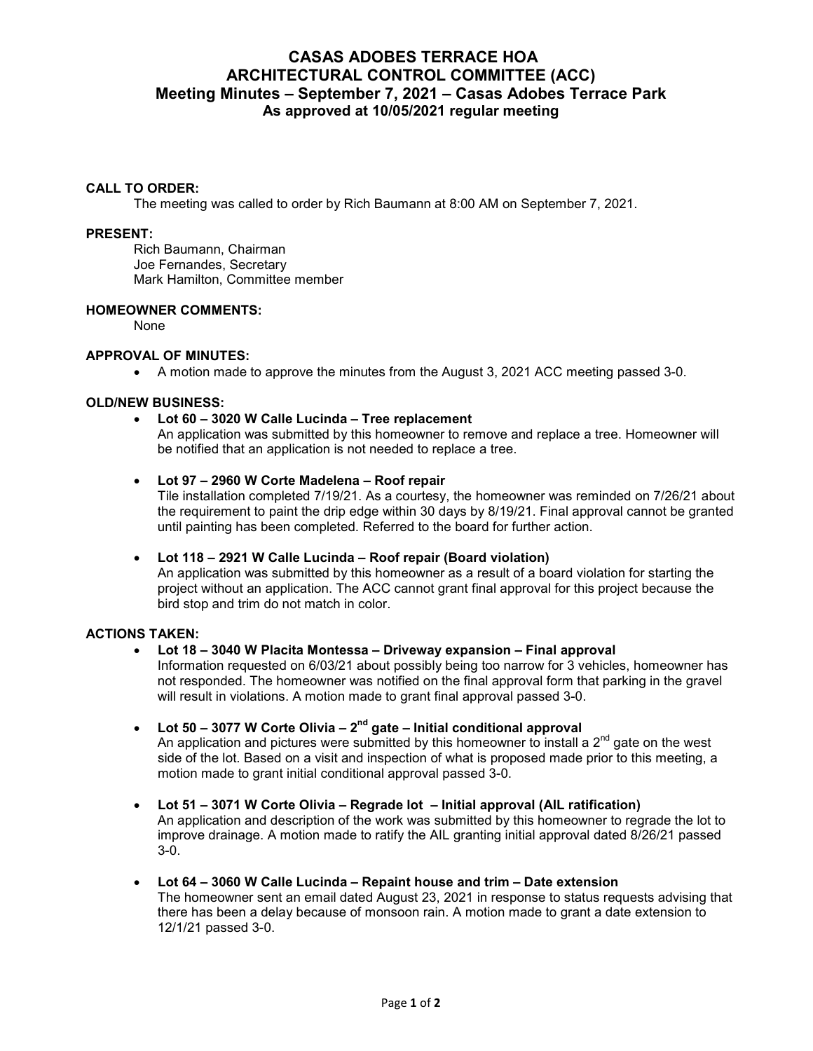# CASAS ADOBES TERRACE HOA
# ARCHITECTURAL CONTROL COMMITTEE (ACC)
## Meeting Minutes – September 7, 2021 – Casas Adobes Terrace Park
## As approved at 10/05/2021 regular meeting

**CALL TO ORDER:**

The meeting was called to order by Rich Baumann at 8:00 AM on September 7, 2021.

**PRESENT:**

Rich Baumann, Chairman
Joe Fernandes, Secretary
Mark Hamilton, Committee member

**HOMEOWNER COMMENTS:**

None

**APPROVAL OF MINUTES:**

- A motion made to approve the minutes from the August 3, 2021 ACC meeting passed 3-0.

**OLD/NEW BUSINESS:**

- **Lot 60 – 3020 W Calle Lucinda – Tree replacement**
  An application was submitted by this homeowner to remove and replace a tree. Homeowner will be notified that an application is not needed to replace a tree.

- **Lot 97 – 2960 W Corte Madelena – Roof repair**
  Tile installation completed 7/19/21. As a courtesy, the homeowner was reminded on 7/26/21 about the requirement to paint the drip edge within 30 days by 8/19/21. Final approval cannot be granted until painting has been completed. Referred to the board for further action.

- **Lot 118 – 2921 W Calle Lucinda – Roof repair (Board violation)**
  An application was submitted by this homeowner as a result of a board violation for starting the project without an application. The ACC cannot grant final approval for this project because the bird stop and trim do not match in color.

**ACTIONS TAKEN:**

- **Lot 18 – 3040 W Placita Montessa – Driveway expansion – Final approval**
  Information requested on 6/03/21 about possibly being too narrow for 3 vehicles, homeowner has not responded. The homeowner was notified on the final approval form that parking in the gravel will result in violations. A motion made to grant final approval passed 3-0.

- **Lot 50 – 3077 W Corte Olivia – 2nd gate – Initial conditional approval**
  An application and pictures were submitted by this homeowner to install a 2nd gate on the west side of the lot. Based on a visit and inspection of what is proposed made prior to this meeting, a motion made to grant initial conditional approval passed 3-0.

- **Lot 51 – 3071 W Corte Olivia – Regrade lot – Initial approval (AIL ratification)**
  An application and description of the work was submitted by this homeowner to regrade the lot to improve drainage. A motion made to ratify the AIL granting initial approval dated 8/26/21 passed 3-0.

- **Lot 64 – 3060 W Calle Lucinda – Repaint house and trim – Date extension**
  The homeowner sent an email dated August 23, 2021 in response to status requests advising that there has been a delay because of monsoon rain. A motion made to grant a date extension to 12/1/21 passed 3-0.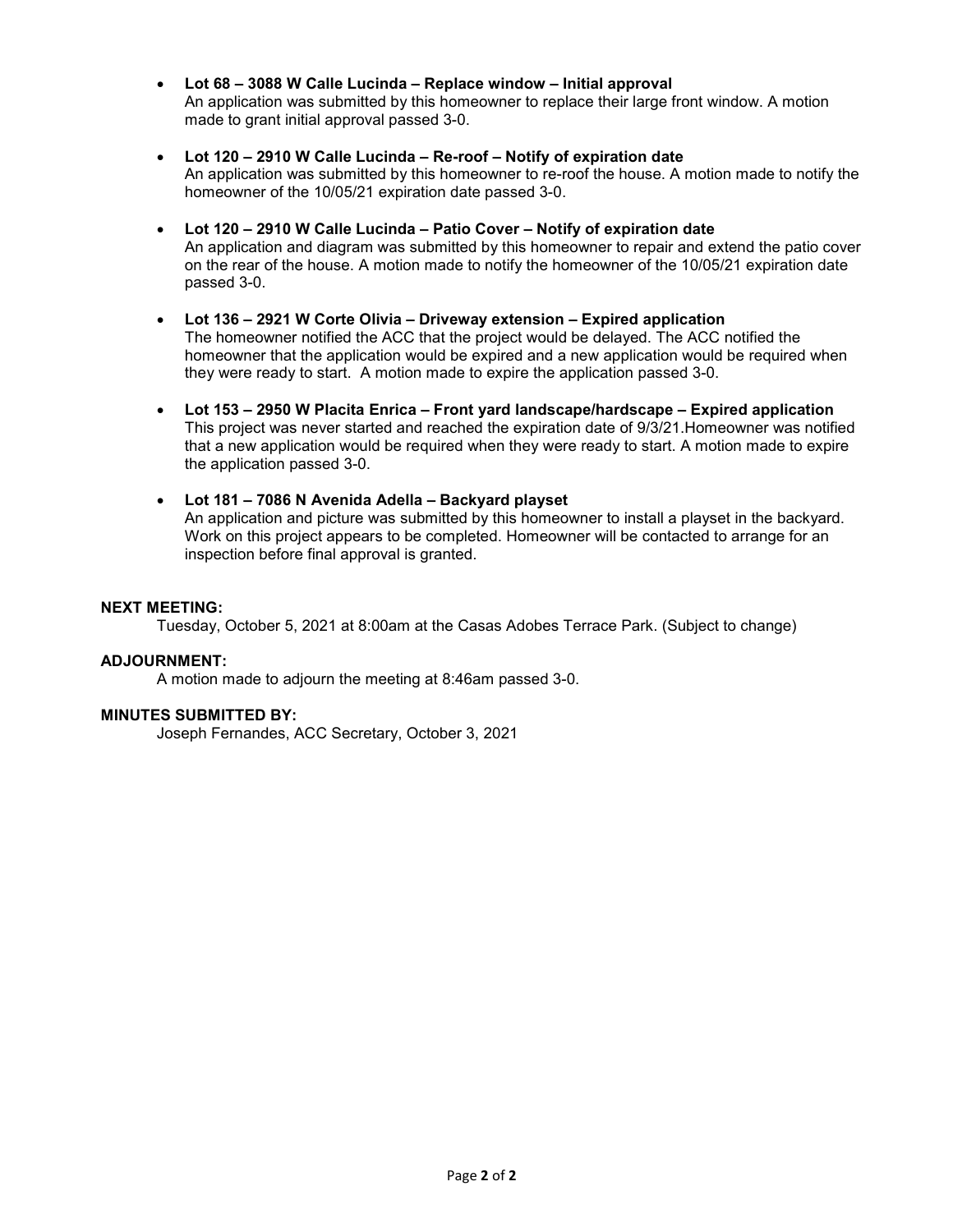- **Lot 68 – 3088 W Calle Lucinda – Replace window – Initial approval**
  An application was submitted by this homeowner to replace their large front window. A motion made to grant initial approval passed 3-0.

- **Lot 120 – 2910 W Calle Lucinda – Re-roof – Notify of expiration date**
  An application was submitted by this homeowner to re-roof the house. A motion made to notify the homeowner of the 10/05/21 expiration date passed 3-0.

- **Lot 120 – 2910 W Calle Lucinda – Patio Cover – Notify of expiration date**
  An application and diagram was submitted by this homeowner to repair and extend the patio cover on the rear of the house. A motion made to notify the homeowner of the 10/05/21 expiration date passed 3-0.

- **Lot 136 – 2921 W Corte Olivia – Driveway extension – Expired application**
  The homeowner notified the ACC that the project would be delayed. The ACC notified the homeowner that the application would be expired and a new application would be required when they were ready to start. A motion made to expire the application passed 3-0.

- **Lot 153 – 2950 W Placita Enrica – Front yard landscape/hardscape – Expired application**
  This project was never started and reached the expiration date of 9/3/21.Homeowner was notified that a new application would be required when they were ready to start. A motion made to expire the application passed 3-0.

- **Lot 181 – 7086 N Avenida Adella – Backyard playset**
  An application and picture was submitted by this homeowner to install a playset in the backyard. Work on this project appears to be completed. Homeowner will be contacted to arrange for an inspection before final approval is granted.

**NEXT MEETING:**

Tuesday, October 5, 2021 at 8:00am at the Casas Adobes Terrace Park. (Subject to change)

**ADJOURNMENT:**

A motion made to adjourn the meeting at 8:46am passed 3-0.

**MINUTES SUBMITTED BY:**

Joseph Fernandes, ACC Secretary, October 3, 2021